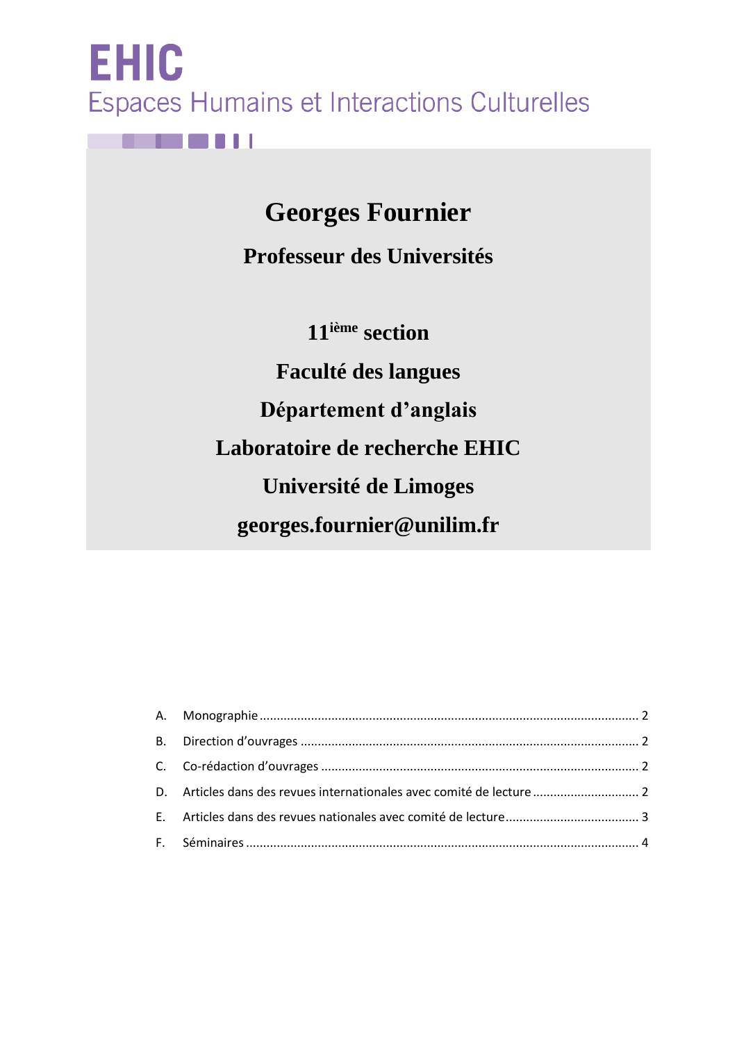# EHIC

Espaces Humains et Interactions Culturelles

# Georges Fournier

## Professeur des Universités

**11ième section**

**Faculté des langues**

**Département d'anglais**

**Laboratoire de recherche EHIC**

**Université de Limoges**

**georges.fournier@unilim.fr**

A. Monographie ........ 2

B. Direction d'ouvrages ........ 2

C. Co-rédaction d'ouvrages ........ 2

D. Articles dans des revues internationales avec comité de lecture ........ 2

E. Articles dans des revues nationales avec comité de lecture ........ 3

F. Séminaires ........ 4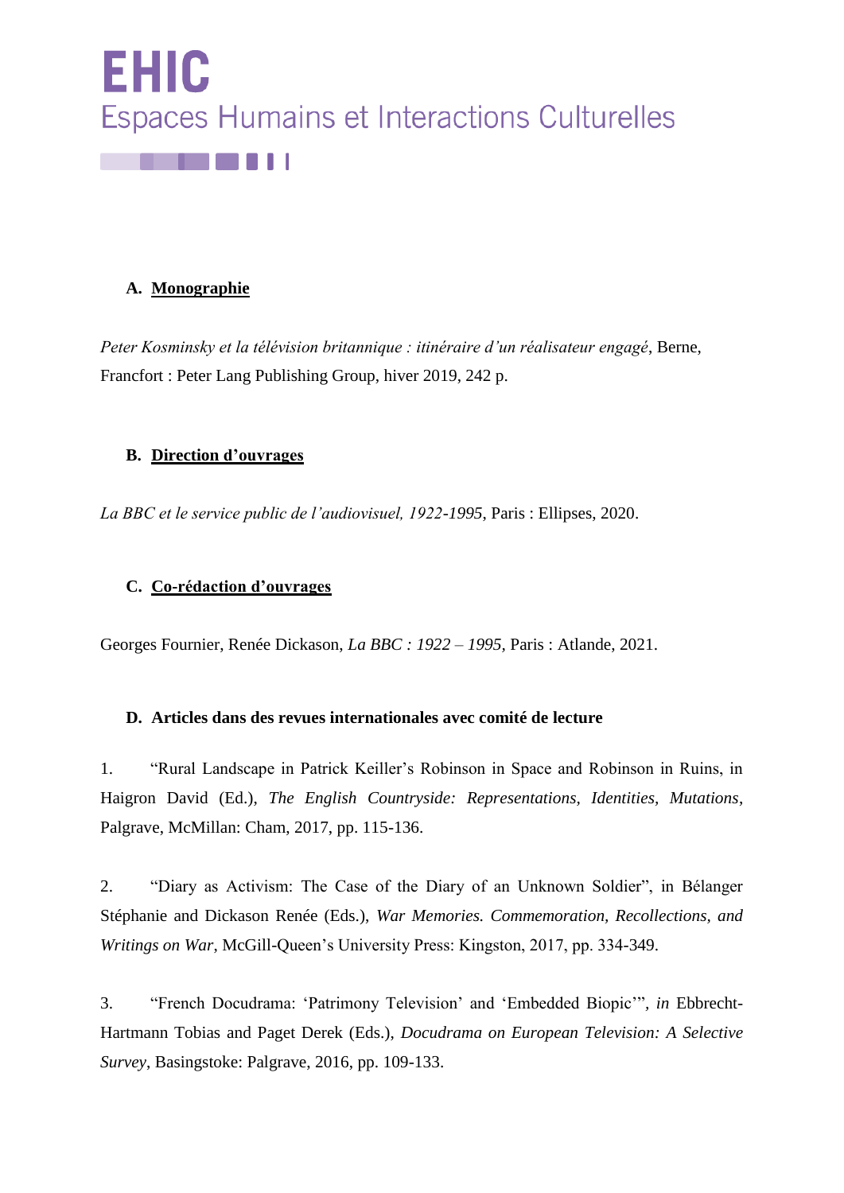# EHIC

Espaces Humains et Interactions Culturelles

## A. Monographie

*Peter Kosminsky et la télévision britannique : itinéraire d'un réalisateur engagé*, Berne, Francfort : Peter Lang Publishing Group, hiver 2019, 242 p.

## B. Direction d'ouvrages

*La BBC et le service public de l'audiovisuel, 1922-1995*, Paris : Ellipses, 2020.

## C. Co-rédaction d'ouvrages

Georges Fournier, Renée Dickason, *La BBC : 1922 – 1995*, Paris : Atlande, 2021.

## D. Articles dans des revues internationales avec comité de lecture

1. "Rural Landscape in Patrick Keiller's Robinson in Space and Robinson in Ruins, in Haigron David (Ed.), *The English Countryside: Representations, Identities, Mutations*, Palgrave, McMillan: Cham, 2017, pp. 115-136.

2. "Diary as Activism: The Case of the Diary of an Unknown Soldier", in Bélanger Stéphanie and Dickason Renée (Eds.), *War Memories. Commemoration, Recollections, and Writings on War*, McGill-Queen's University Press: Kingston, 2017, pp. 334-349.

3. "French Docudrama: 'Patrimony Television' and 'Embedded Biopic'", *in* Ebbrecht-Hartmann Tobias and Paget Derek (Eds.), *Docudrama on European Television: A Selective Survey*, Basingstoke: Palgrave, 2016, pp. 109-133.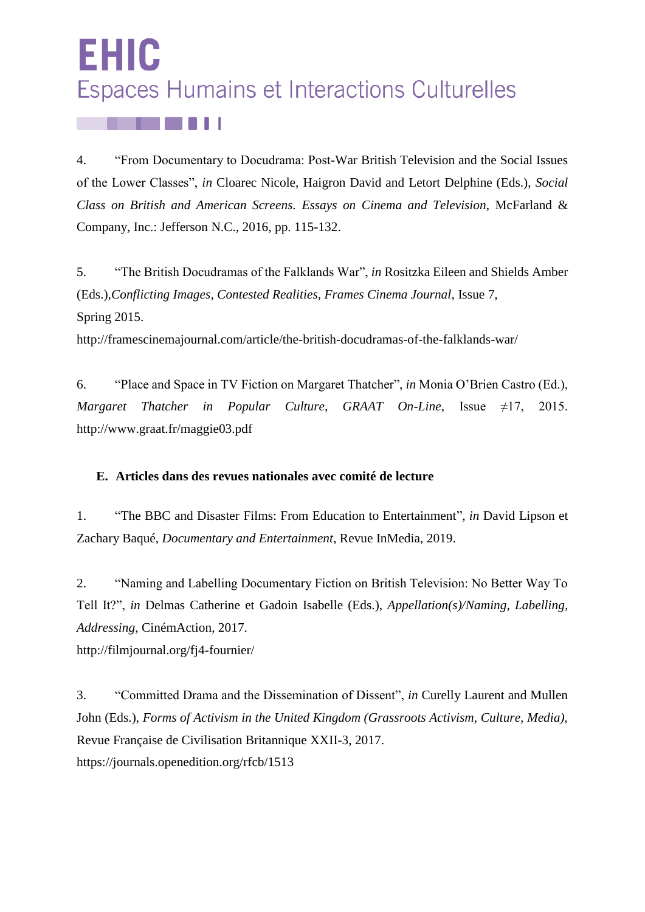4. “From Documentary to Docudrama: Post-War British Television and the Social Issues of the Lower Classes”, *in* Cloarec Nicole, Haigron David and Letort Delphine (Eds.), *Social Class on British and American Screens. Essays on Cinema and Television*, McFarland & Company, Inc.: Jefferson N.C., 2016, pp. 115-132.

5. “The British Docudramas of the Falklands War”, *in* Rositzka Eileen and Shields Amber (Eds.),*Conflicting Images, Contested Realities, Frames Cinema Journal*, Issue 7, Spring 2015.
http://framescinemajournal.com/article/the-british-docudramas-of-the-falklands-war/

6. “Place and Space in TV Fiction on Margaret Thatcher”, *in* Monia O’Brien Castro (Ed.), *Margaret Thatcher in Popular Culture, GRAAT On-Line*, Issue ≠17, 2015.
http://www.graat.fr/maggie03.pdf

**E. Articles dans des revues nationales avec comité de lecture**

1. “The BBC and Disaster Films: From Education to Entertainment”, *in* David Lipson et Zachary Baqué, *Documentary and Entertainment*, Revue InMedia, 2019.

2. “Naming and Labelling Documentary Fiction on British Television: No Better Way To Tell It?”, *in* Delmas Catherine et Gadoin Isabelle (Eds.), *Appellation(s)/Naming, Labelling, Addressing*, CinémAction, 2017.
http://filmjournal.org/fj4-fournier/

3. “Committed Drama and the Dissemination of Dissent”, *in* Curelly Laurent and Mullen John (Eds.), *Forms of Activism in the United Kingdom (Grassroots Activism, Culture, Media),* Revue Française de Civilisation Britannique XXII-3, 2017.
https://journals.openedition.org/rfcb/1513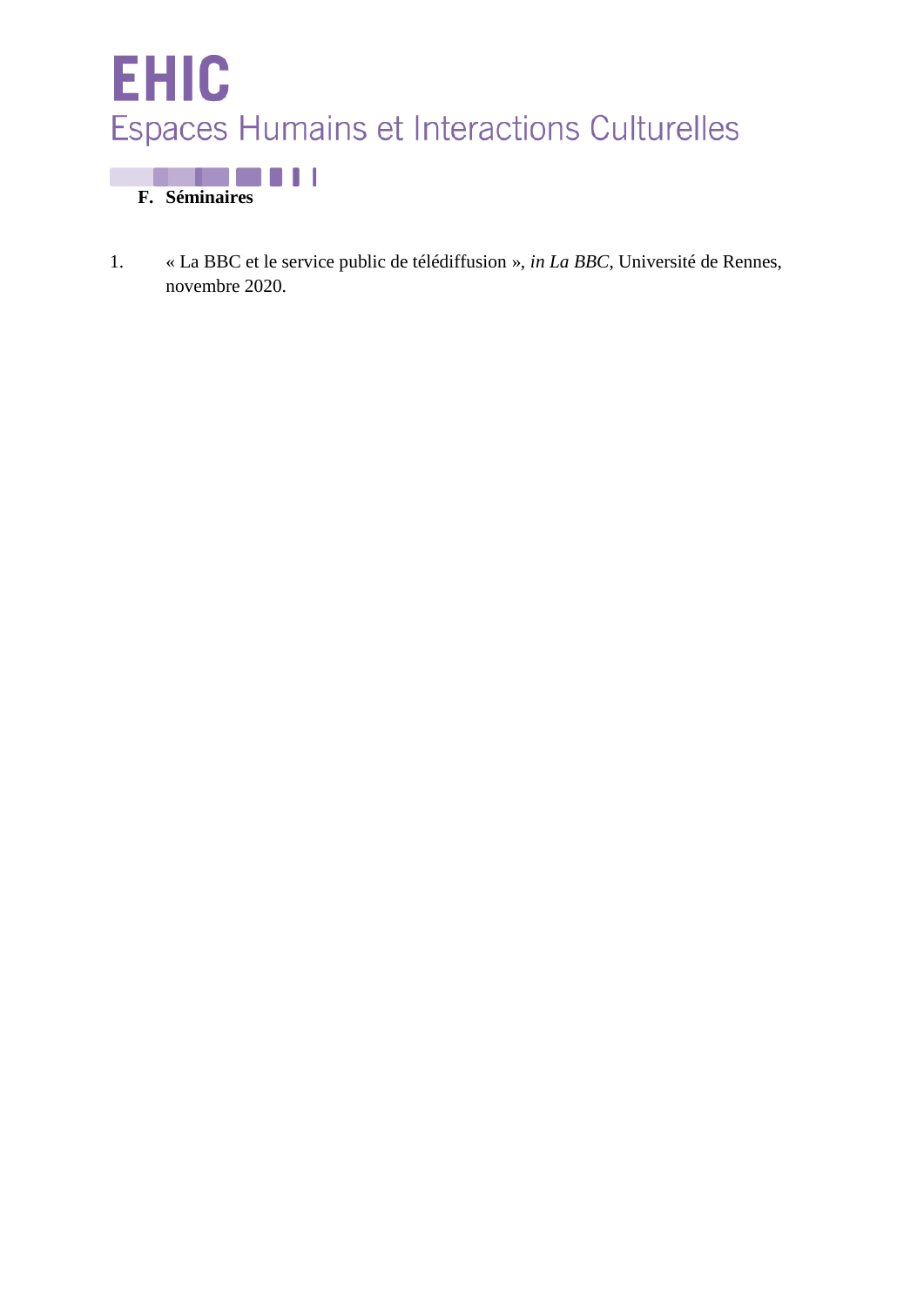### F. Séminaires

1. « La BBC et le service public de télédiffusion », *in La BBC*, Université de Rennes, novembre 2020.